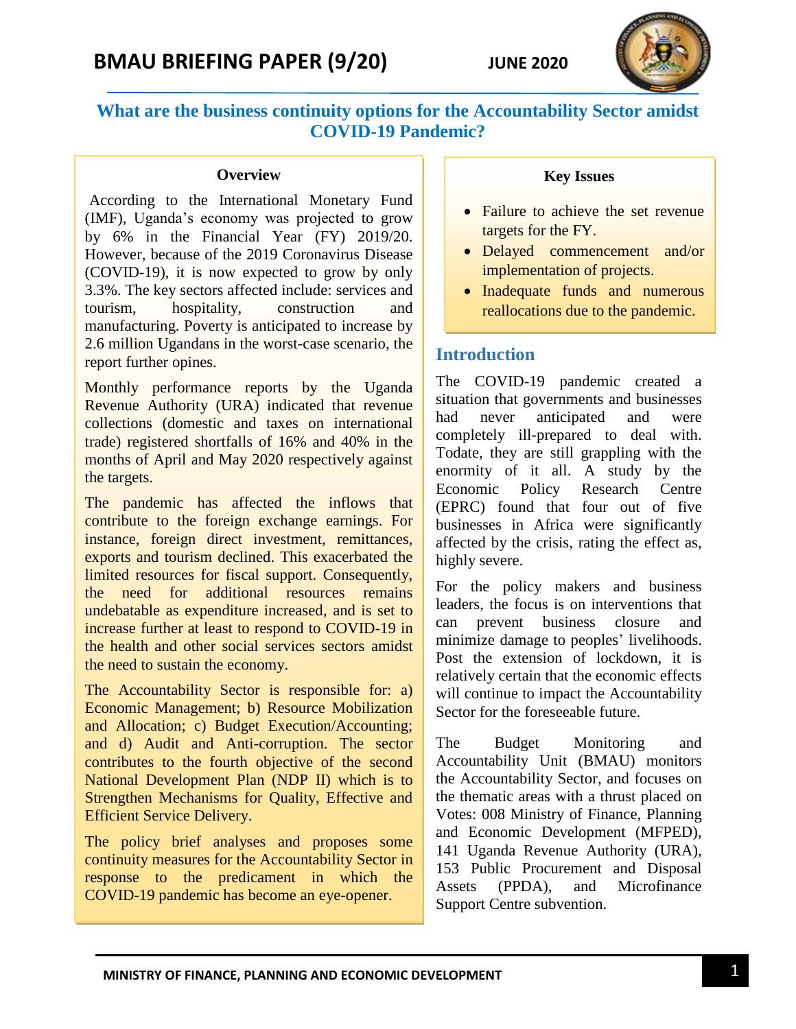# BMAU BRIEFING PAPER (9/20)

**JUNE 2020**

## What are the business continuity options for the Accountability Sector amidst COVID-19 Pandemic?

### Overview

According to the International Monetary Fund (IMF), Uganda's economy was projected to grow by 6% in the Financial Year (FY) 2019/20. However, because of the 2019 Coronavirus Disease (COVID-19), it is now expected to grow by only 3.3%. The key sectors affected include: services and tourism, hospitality, construction and manufacturing. Poverty is anticipated to increase by 2.6 million Ugandans in the worst-case scenario, the report further opines.

Monthly performance reports by the Uganda Revenue Authority (URA) indicated that revenue collections (domestic and taxes on international trade) registered shortfalls of 16% and 40% in the months of April and May 2020 respectively against the targets.

The pandemic has affected the inflows that contribute to the foreign exchange earnings. For instance, foreign direct investment, remittances, exports and tourism declined. This exacerbated the limited resources for fiscal support. Consequently, the need for additional resources remains undebatable as expenditure increased, and is set to increase further at least to respond to COVID-19 in the health and other social services sectors amidst the need to sustain the economy.

The Accountability Sector is responsible for: a) Economic Management; b) Resource Mobilization and Allocation; c) Budget Execution/Accounting; and d) Audit and Anti-corruption. The sector contributes to the fourth objective of the second National Development Plan (NDP II) which is to Strengthen Mechanisms for Quality, Effective and Efficient Service Delivery.

The policy brief analyses and proposes some continuity measures for the Accountability Sector in response to the predicament in which the COVID-19 pandemic has become an eye-opener.

### Key Issues

- Failure to achieve the set revenue targets for the FY.
- Delayed commencement and/or implementation of projects.
- Inadequate funds and numerous reallocations due to the pandemic.

## Introduction

The COVID-19 pandemic created a situation that governments and businesses had never anticipated and were completely ill-prepared to deal with. Todate, they are still grappling with the enormity of it all. A study by the Economic Policy Research Centre (EPRC) found that four out of five businesses in Africa were significantly affected by the crisis, rating the effect as, highly severe.

For the policy makers and business leaders, the focus is on interventions that can prevent business closure and minimize damage to peoples' livelihoods. Post the extension of lockdown, it is relatively certain that the economic effects will continue to impact the Accountability Sector for the foreseeable future.

The Budget Monitoring and Accountability Unit (BMAU) monitors the Accountability Sector, and focuses on the thematic areas with a thrust placed on Votes: 008 Ministry of Finance, Planning and Economic Development (MFPED), 141 Uganda Revenue Authority (URA), 153 Public Procurement and Disposal Assets (PPDA), and Microfinance Support Centre subvention.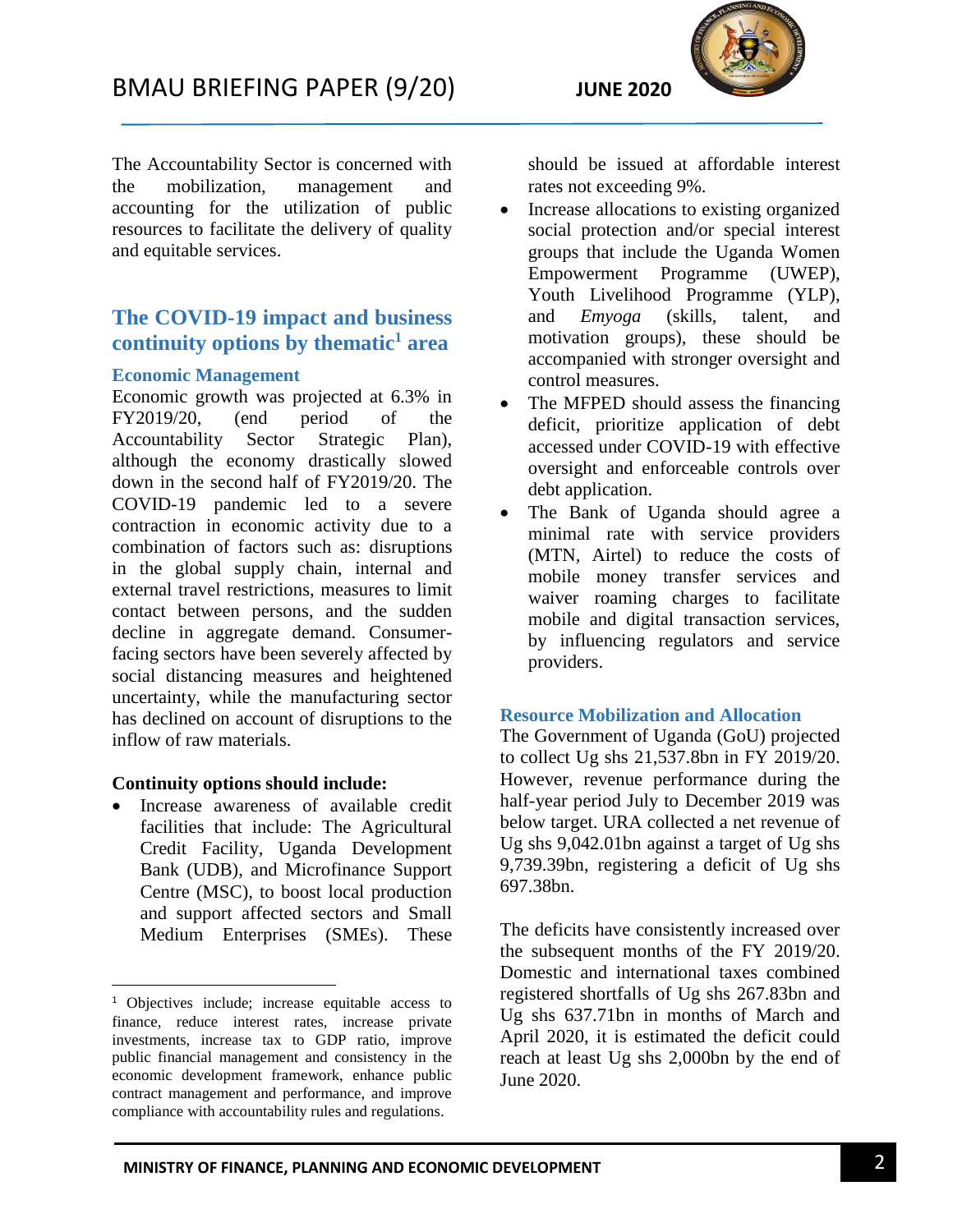The Accountability Sector is concerned with the mobilization, management and accounting for the utilization of public resources to facilitate the delivery of quality and equitable services.

## The COVID-19 impact and business continuity options by thematic[1] area

### Economic Management

Economic growth was projected at 6.3% in FY2019/20, (end period of the Accountability Sector Strategic Plan), although the economy drastically slowed down in the second half of FY2019/20. The COVID-19 pandemic led to a severe contraction in economic activity due to a combination of factors such as: disruptions in the global supply chain, internal and external travel restrictions, measures to limit contact between persons, and the sudden decline in aggregate demand. Consumer-facing sectors have been severely affected by social distancing measures and heightened uncertainty, while the manufacturing sector has declined on account of disruptions to the inflow of raw materials.

**Continuity options should include:**

- Increase awareness of available credit facilities that include: The Agricultural Credit Facility, Uganda Development Bank (UDB), and Microfinance Support Centre (MSC), to boost local production and support affected sectors and Small Medium Enterprises (SMEs). These should be issued at affordable interest rates not exceeding 9%.
- Increase allocations to existing organized social protection and/or special interest groups that include the Uganda Women Empowerment Programme (UWEP), Youth Livelihood Programme (YLP), and *Emyoga* (skills, talent, and motivation groups), these should be accompanied with stronger oversight and control measures.
- The MFPED should assess the financing deficit, prioritize application of debt accessed under COVID-19 with effective oversight and enforceable controls over debt application.
- The Bank of Uganda should agree a minimal rate with service providers (MTN, Airtel) to reduce the costs of mobile money transfer services and waiver roaming charges to facilitate mobile and digital transaction services, by influencing regulators and service providers.

### Resource Mobilization and Allocation

The Government of Uganda (GoU) projected to collect Ug shs 21,537.8bn in FY 2019/20. However, revenue performance during the half-year period July to December 2019 was below target. URA collected a net revenue of Ug shs 9,042.01bn against a target of Ug shs 9,739.39bn, registering a deficit of Ug shs 697.38bn.

The deficits have consistently increased over the subsequent months of the FY 2019/20. Domestic and international taxes combined registered shortfalls of Ug shs 267.83bn and Ug shs 637.71bn in months of March and April 2020, it is estimated the deficit could reach at least Ug shs 2,000bn by the end of June 2020.

---

[1] Objectives include; increase equitable access to finance, reduce interest rates, increase private investments, increase tax to GDP ratio, improve public financial management and consistency in the economic development framework, enhance public contract management and performance, and improve compliance with accountability rules and regulations.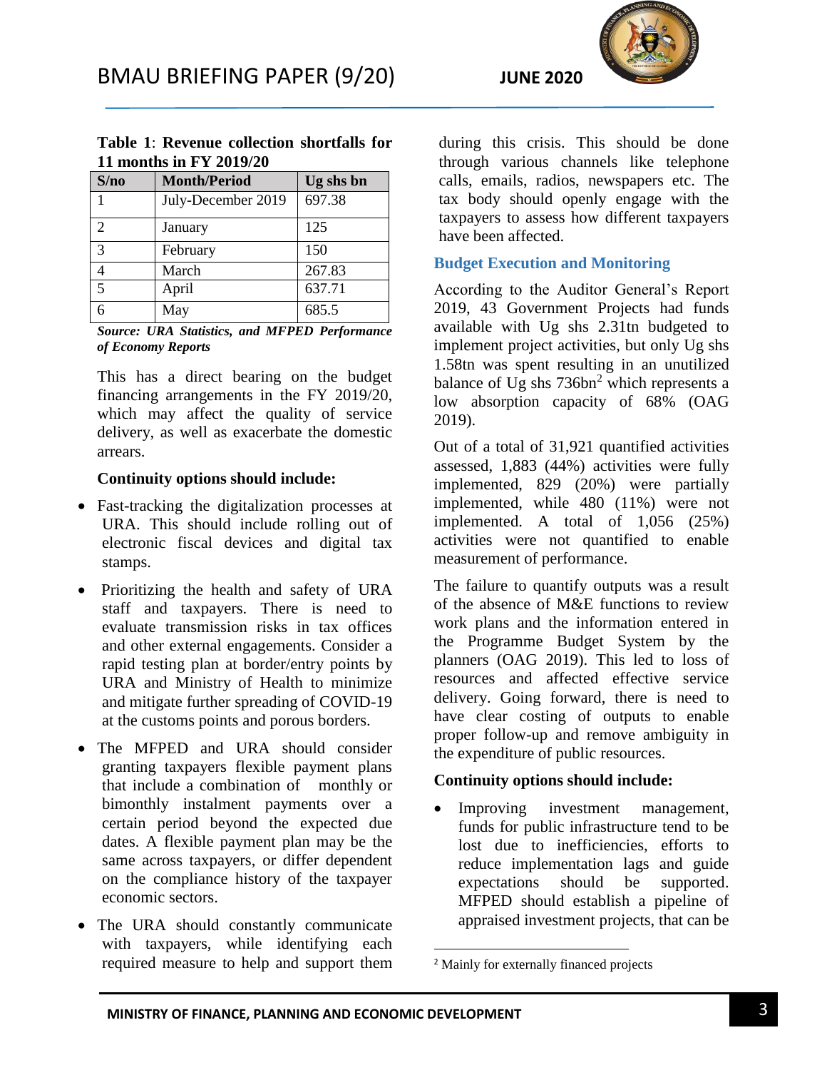**Table 1**: **Revenue collection shortfalls for 11 months in FY 2019/20**

| S/no | Month/Period | Ug shs bn |
|---|---|---|
| 1 | July-December 2019 | 697.38 |
| 2 | January | 125 |
| 3 | February | 150 |
| 4 | March | 267.83 |
| 5 | April | 637.71 |
| 6 | May | 685.5 |

***Source: URA Statistics, and MFPED Performance of Economy Reports***

This has a direct bearing on the budget financing arrangements in the FY 2019/20, which may affect the quality of service delivery, as well as exacerbate the domestic arrears.

**Continuity options should include:**

- Fast-tracking the digitalization processes at URA. This should include rolling out of electronic fiscal devices and digital tax stamps.
- Prioritizing the health and safety of URA staff and taxpayers. There is need to evaluate transmission risks in tax offices and other external engagements. Consider a rapid testing plan at border/entry points by URA and Ministry of Health to minimize and mitigate further spreading of COVID-19 at the customs points and porous borders.
- The MFPED and URA should consider granting taxpayers flexible payment plans that include a combination of monthly or bimonthly instalment payments over a certain period beyond the expected due dates. A flexible payment plan may be the same across taxpayers, or differ dependent on the compliance history of the taxpayer economic sectors.
- The URA should constantly communicate with taxpayers, while identifying each required measure to help and support them during this crisis. This should be done through various channels like telephone calls, emails, radios, newspapers etc. The tax body should openly engage with the taxpayers to assess how different taxpayers have been affected.

## Budget Execution and Monitoring

According to the Auditor General's Report 2019, 43 Government Projects had funds available with Ug shs 2.31tn budgeted to implement project activities, but only Ug shs 1.58tn was spent resulting in an unutilized balance of Ug shs 736bn[2] which represents a low absorption capacity of 68% (OAG 2019).

Out of a total of 31,921 quantified activities assessed, 1,883 (44%) activities were fully implemented, 829 (20%) were partially implemented, while 480 (11%) were not implemented. A total of 1,056 (25%) activities were not quantified to enable measurement of performance.

The failure to quantify outputs was a result of the absence of M&E functions to review work plans and the information entered in the Programme Budget System by the planners (OAG 2019). This led to loss of resources and affected effective service delivery. Going forward, there is need to have clear costing of outputs to enable proper follow-up and remove ambiguity in the expenditure of public resources.

**Continuity options should include:**

- Improving investment management, funds for public infrastructure tend to be lost due to inefficiencies, efforts to reduce implementation lags and guide expectations should be supported. MFPED should establish a pipeline of appraised investment projects, that can be

[2] Mainly for externally financed projects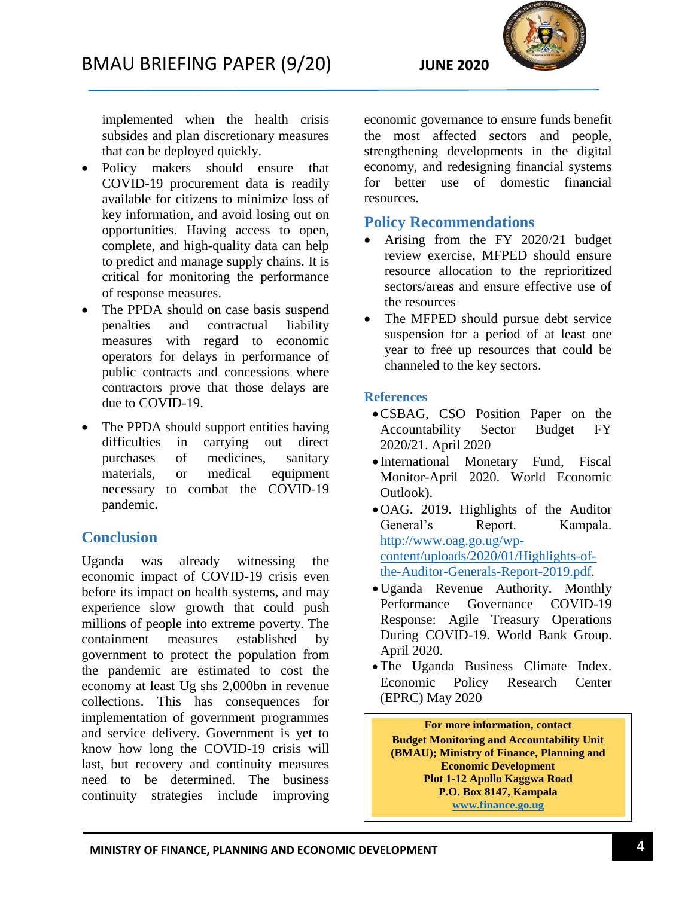implemented when the health crisis subsides and plan discretionary measures that can be deployed quickly.

- Policy makers should ensure that COVID-19 procurement data is readily available for citizens to minimize loss of key information, and avoid losing out on opportunities. Having access to open, complete, and high-quality data can help to predict and manage supply chains. It is critical for monitoring the performance of response measures.
- The PPDA should on case basis suspend penalties and contractual liability measures with regard to economic operators for delays in performance of public contracts and concessions where contractors prove that those delays are due to COVID-19.
- The PPDA should support entities having difficulties in carrying out direct purchases of medicines, sanitary materials, or medical equipment necessary to combat the COVID-19 pandemic**.**

## Conclusion

Uganda was already witnessing the economic impact of COVID-19 crisis even before its impact on health systems, and may experience slow growth that could push millions of people into extreme poverty. The containment measures established by government to protect the population from the pandemic are estimated to cost the economy at least Ug shs 2,000bn in revenue collections. This has consequences for implementation of government programmes and service delivery. Government is yet to know how long the COVID-19 crisis will last, but recovery and continuity measures need to be determined. The business continuity strategies include improving economic governance to ensure funds benefit the most affected sectors and people, strengthening developments in the digital economy, and redesigning financial systems for better use of domestic financial resources.

## Policy Recommendations

- Arising from the FY 2020/21 budget review exercise, MFPED should ensure resource allocation to the reprioritized sectors/areas and ensure effective use of the resources
- The MFPED should pursue debt service suspension for a period of at least one year to free up resources that could be channeled to the key sectors.

## References

- CSBAG, CSO Position Paper on the Accountability Sector Budget FY 2020/21. April 2020
- International Monetary Fund, Fiscal Monitor-April 2020. World Economic Outlook).
- OAG. 2019. Highlights of the Auditor General's Report. Kampala. http://www.oag.go.ug/wp-content/uploads/2020/01/Highlights-of-the-Auditor-Generals-Report-2019.pdf.
- Uganda Revenue Authority. Monthly Performance Governance COVID-19 Response: Agile Treasury Operations During COVID-19. World Bank Group. April 2020.
- The Uganda Business Climate Index. Economic Policy Research Center (EPRC) May 2020

**For more information, contact**
**Budget Monitoring and Accountability Unit (BMAU); Ministry of Finance, Planning and Economic Development**
**Plot 1-12 Apollo Kaggwa Road**
**P.O. Box 8147, Kampala**
**www.finance.go.ug**